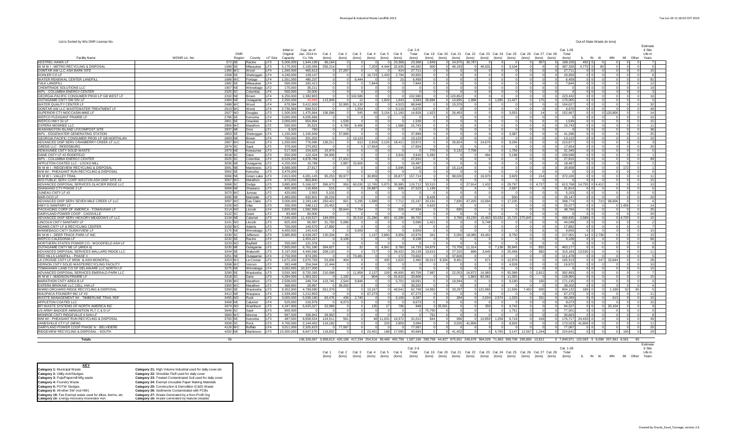List is Sorted by Wis DNR License No.

Out-of-State Waste (in tons)

| Facility Name | WDNR Lic. No. | DNR Region | County | LF Size | Initial or Original Capacity | Cap. as of Jan. 2014 In Cu Yds | Cat. 1 (tons) | Cat. 2 (tons) | Cat. 3 (tons) | Cat. 4 (tons) | Cat. 5 (tons) | Cat. 6 (tons) | Cat. 2-6 Total (tons) | Cat. 19 (tons) | Cat. 20 (tons) | Cat. 21 (tons) | Cat. 22 (tons) | Cat. 23 (tons) | Cat. 24 (tons) | Cat. 25 (tons) | Cat. 26 (tons) | Cat. 27 (tons) | Cat. 28 (tons) | Cat. 1-28 Total (tons) | IL | IN | IA | MN | MI | Other | Estimated Site Life In Years |
|---|---|---|---|---|---|---|---|---|---|---|---|---|---|---|---|---|---|---|---|---|---|---|---|---|---|---|---|---|---|---|---|
| KESTREL HAWK LF | 572 | SE | Racine | LF3 | 5,000,000 | 1,644,199 | 86,164 | 0 | 0 | 0 | 0 | 23,368 | 23,368 | 1,849 | 0 | 24,975 | 30,787 | 0 | 0 | 0 | 0 | 957 | 0 | 168,100 | 492 | 0 | 0 | 0 | 0 | 0 | 7 |
| W M W I - METRO RECYCLING & DISPOSAL | 1099 | SE | Milwaukee | LF4 | 5,175,000 | 2,165,056 | 256,214 | 0 | 0 | 7,203 | 4,444 | 32,635 | 44,282 | 900 | 0 | 46,193 | 0 | 46,631 | 0 | 3,104 | 0 | 6 | 0 | 397,330 | 4,775 | 0 | 90 | 0 | 0 | 0 | 5 |
| DOMTAR AW LLC ASH BARK SITE | 1365 | WC | Wood | LF4 | 1,260,000 | 465,613 | 0 | 27,297 | 0 | 0 | 0 | 414 | 27,711 | 0 | 0 | 0 | 0 | 0 | 0 | 0 | 0 | 0 | 0 | 27,711 | 0 | 0 | 0 | 0 | 0 | 0 | 15 |
| KOHLER CO LF | 1508 | SE | Sheboygan | LF4 | 4,240,000 | 109,147 | 0 | 0 | 0 | 16,723 | 1,433 | 2,794 | 20,950 | 0 | 0 | 0 | 0 | 0 | 0 | 0 | 0 | 0 | 0 | 20,950 | 0 | 0 | 0 | 0 | 0 | 0 | 6 |
| WATER RENEWAL CENTER LANDFILL | 1686 | WC | Portage | LF4 | 1,551,000 | 480,237 | 0 | 0 | 6,444 | 0 | 0 | 15 | 6,459 | 0 | 0 | 0 | 0 | 0 | 0 | 0 | 0 | 0 | 0 | 6,459 | 0 | 0 | 0 | 0 | 0 | 0 | 91 |
| FALK LANDFILL | 1882 | SE | Milwaukee | LF4 | 569,000 | 182,412 | 0 | 0 | 0 | 7,844 | 0 | 0 | 7,844 | 0 | 0 | 0 | 0 | 0 | 0 | 0 | 0 | 0 | 0 | 7,844 | 0 | 0 | 0 | 0 | 0 | 0 | 12 |
| CHEMTRADE SOLUTIONS LLC | 1907 | NE | Winnebago | LF2 | 175,000 | 36,211 | 0 | 0 | 0 | 0 | 0 | 0 | 0 | 0 | 0 | 0 | 0 | 0 | 0 | 0 | 0 | 0 | 0 | 0 | 0 | 0 | 0 | 0 | 0 | 0 | 19 |
| WPL - COLUMBIA ENERGY CENTER | 2325 | SC | Columbia | LF4 | 500,000 | 20,000 | 0 | 0 | 0 | 0 | 0 | 0 | 0 | 0 | 0 | 0 | 0 | 0 | 0 | 0 | 0 | 0 | 0 | 0 | 0 | 0 | 0 | 0 | 0 | 0 | 3 |
| GEORGIA-PACIFIC CONSUMER PROD LP GB WEST LF | 2332 | NE | Brown | LF4 | 8,250,000 | 2,382,803 | 0 | 102,580 | 0 | 0 | 0 | 0 | 102,580 | 0 | 0 | 120,852 | 0 | 0 | 0 | 0 | 0 | 0 | 0 | 223,432 | 0 | 0 | 0 | 0 | 0 | 0 | 16 |
| OUTAGAMIE CNTY SW DIV LF | 2484 | NE | Outagamie | LF3 | 2,250,000 | 49,888 | 113,946 | 0 | 12 | 0 | 1,929 | 1,643 | 3,583 | 26,884 | 0 | 10,895 | 1,998 | 0 | 1,095 | 11,427 | 0 | 175 | 0 | 170,005 | 0 | 0 | 0 | 0 | 0 | 0 | 0 |
| WATER QUALITY CENTER LF | 2488 | WC | Wood | LF4 | 679,384 | 3,412,909 | 0 | 32,995 | 51,130 | 0 | 0 | 4,523 | 88,648 | 0 | 0 | 15,379 | 0 | 0 | 0 | 0 | 0 | 0 | 0 | 104,027 | 0 | 0 | 0 | 0 | 0 | 0 | 32 |
| DOMTAR AW LLC WASTEWATER TREATMENT LF | 2613 | WC | Wood | LF4 | 2,736,369 | 604,522 | 0 | 0 | 1,554 | 0 | 0 | 5,116 | 6,670 | 0 | 0 | 0 | 0 | 0 | 0 | 0 | 0 | 0 | 0 | 6,670 | 0 | 0 | 0 | 0 | 0 | 0 | 49 |
| SUPERIOR CTY MOCCASIN MIKE LF | 2627 | NO | Douglas | LF3 | 1,500,000 | 1,475,964 | 106,586 | 0 | 545 | 69 | 3,154 | 11,160 | 14,928 | 1,623 | 0 | 26,463 | 0 | 0 | 0 | 3,053 | 0 | 14 | 0 | 152,667 | 0 | 0 | 0 | 120,806 | 0 | 0 | 14 |
| WEPCO PLEASANT PRAIRIE LF | 2786 | SE | Kenosha | LF4 | 5,000,000 | 4,035,666 | 0 | 0 | 0 | 0 | 0 | 0 | 0 | 0 | 0 | 0 | 0 | 0 | 0 | 0 | 0 | 0 | 0 | 0 | 0 | 0 | 0 | 0 | 0 | 0 | 15 |
| WEPCO HWY 32 LF | 2801 | SE | Ozaukee | LF4 | 2,000,000 | 654,994 | 0 | 1,539 | 0 | 0 | 0 | 0 | 1,539 | 0 | 0 | 0 | 0 | 0 | 0 | 0 | 0 | 0 | 0 | 1,539 | 0 | 0 | 0 | 0 | 0 | 0 | 15 |
| EXPERA MOSINEE LLC | 2806 | WC | Marathon | LF2 | 500,000 | 35,523 | 0 | 4,769 | 9,406 | 0 | 0 | 1,568 | 15,743 | 0 | 0 | 0 | 0 | 0 | 0 | 0 | 0 | 0 | 0 | 15,743 | 0 | 0 | 0 | 0 | 0 | 0 | 11 |
| WASHINGTON ISLAND LF/COMPOST SITE | 2837 | NE | Door | LF1 | 9,320 | 760 | 0 | 0 | 0 | 0 | 0 | 0 | 0 | 0 | 0 | 0 | 0 | 0 | 0 | 0 | 0 | 0 | 0 | 0 | 0 | 0 | 0 | 0 | 0 | 0 | 38 |
| WPL - EDGEWATER GENERATING STATION | 2853 | SE | Sheboygan | LF4 | 1,150,000 | 1,100,949 | 0 | 37,899 | 0 | 0 | 0 | 0 | 37,899 | 0 | 0 | 0 | 0 | 0 | 0 | 3,387 | 0 | 0 | 0 | 41,286 | 0 | 0 | 0 | 0 | 0 | 0 | 25 |
| GEORGIA PACIFIC CONSUMER PROD LP GB NORTHLAN | 2893 | NE | Brown | LF4 | 750,000 | 201,202 | 0 | 13,123 | 0 | 0 | 0 | 0 | 13,123 | 0 | 0 | 0 | 0 | 0 | 0 | 0 | 0 | 0 | 0 | 13,123 | 0 | 0 | 0 | 0 | 0 | 0 | 15 |
| ADVANCED DISP SERV CRANBERRY CREEK LF LLC | 2967 | WC | Wood | LF3 | 1,200,000 | 776,096 | 136,211 | 5 | 612 | 2,818 | 2,126 | 18,411 | 23,972 | 0 | 0 | 26,824 | 0 | 14,676 | 0 | 9,294 | 0 | 0 | 0 | 210,977 | 0 | 0 | 0 | 0 | 0 | 0 | 3 |
| GREDE LLC - REEDSBURG | 2974 | SC | Sauk | LF2 | 375,000 | 275,952 | 0 | 0 | 0 | 17,654 | 0 | 0 | 17,654 | 0 | 0 | 0 | 0 | 0 | 0 | 0 | 0 | 0 | 0 | 17,654 | 0 | 0 | 0 | 0 | 0 | 0 | 20 |
| KEWAUNEE CNTY SOLID WASTE | 2975 | NE | Kewaunee | LF3 | 517,000 | 154,625 | 15,976 | 0 | 0 | 0 | 0 | 0 | 0 | 770 | 0 | 5,132 | 7,708 | 0 | 0 | 1,759 | 0 | 0 | 0 | 31,345 | 0 | 0 | 0 | 0 | 0 | 0 | 5 |
| DANE CNTY LF #2 RODEFELD | 3018 | SC | Dane | LF3 | 650,000 | 122,424 | 94,906 | 0 | 0 | 0 | 2 | 3,916 | 3,918 | 5,082 | 0 | 0 | 0 | 494 | 0 | 5,198 | 0 | 0 | 0 | 109,598 | 0 | 0 | 0 | 0 | 0 | 0 | 1 |
| WPL - COLUMBIA ENERGY CENTER | 3025 | SC | Columbia | LF4 | 6,529,200 | 4,878,789 | 0 | 27,910 | 0 | 0 | 0 | 0 | 27,910 | 0 | 0 | 0 | 0 | 0 | 0 | 0 | 0 | 0 | 0 | 27,910 | 0 | 0 | 0 | 0 | 0 | 0 | 99 |
| APPLETON COATED LLC - LOCKS MILL | 3036 | NE | Outagamie | LF2 | 4,250,000 | 16,788 | 0 | 2,887 | 15,600 | 0 | 0 | 0 | 18,487 | 0 | 0 | 0 | 0 | 0 | 0 | 0 | 0 | 0 | 0 | 18,487 | 0 | 0 | 0 | 0 | 0 | 0 | 2 |
| W M W I - RIDGEVIEW RECYCLING & DISPOSAL | 3041 | NE | Manitowoc | LF3 | 9,689,000 | 27,617 | 0 | 0 | 0 | 0 | 0 | 5,545 | 5,545 | 0 | 0 | 15,114 | 0 | 0 | 0 | 0 | 0 | 0 | 0 | 20,659 | 0 | 0 | 0 | 0 | 172 | 0 | 1 |
| WEPCO - PHEASANT RUN RECYCLING & DISPOSAL | 3062 | SE | Kenosha | LF3 | 3,470,000 | 0 | 0 | 0 | 0 | 0 | 0 | 0 | 0 | 0 | 0 | 0 | 0 | 0 | 0 | 0 | 0 | 0 | 0 | 0 | 0 | 0 | 0 | 0 | 0 | 0 | 0 |
| W M W I - VALLEY TRAIL | 3066 | NE | Green Lake | LF3 | 2,813,000 | 4,281,145 | 95,253 | 99,977 | 0 | 30,859 | 0 | 26,877 | 157,714 | 0 | 0 | 98,020 | 0 | 16,970 | 0 | 3,929 | 0 | 214 | 0 | 372,100 | 0 | 0 | 0 | 0 | 0 | 0 | 11 |
| WIS PUBLIC SERV CORP WESTON ASH DISP SITE #3 | 3067 | WC | Marathon | LF4 | 873,000 | 863,800 | 0 | 0 | 0 | 0 | 0 | 0 | 0 | 0 | 0 | 0 | 0 | 0 | 0 | 0 | 0 | 0 | 0 | 0 | 0 | 0 | 0 | 0 | 0 | 0 | 15 |
| ADVANCED DISPOSAL SERVICES GLACIER RIDGE LLC | 3068 | SC | Dodge | LF3 | 3,885,800 | 5,166,027 | 396,670 | 956 | 60,030 | 12,765 | 5,975 | 39,985 | 119,712 | 33,515 | 0 | 0 | 27,914 | 1,432 | 0 | 29,797 | 0 | 4,727 | 0 | 613,768 | 14,755 | 0 | 4,412 | 0 | 0 | 0 | 10 |
| SHAWANO CTY PHASE 2 LF | 3069 | NE | Shawano | LF3 | 405,000 | 116,856 | 515 | 0 | 0 | 26,887 | 0 | 636 | 27,523 | 1,189 | 0 | 0 | 0 | 0 | 0 | 2,587 | 0 | 0 | 0 | 31,814 | 0 | 0 | 0 | 0 | 0 | 0 | 5 |
| JUNEAU CNTY LF #2 | 3070 | WC | Juneau | LF2 | 420,000 | 2,563 | 5,103 | 0 | 0 | 0 | 0 | 0 | 0 | 0 | 0 | 0 | 0 | 0 | 0 | 0 | 0 | 0 | 0 | 5,103 | 0 | 0 | 0 | 0 | 0 | 0 | 1 |
| MAR-OCO LF | 3095 | NE | Marinette | LF3 | 1,480,000 | 632,601 | 16,219 | 0 | 0 | 0 | 0 | 0 | 0 | 0 | 8,428 | 0 | 0 | 0 | 0 | 500 | 0 | 0 | 0 | 25,147 | 0 | 0 | 0 | 0 | 0 | 0 | 20 |
| ADVANCED DISP SERV SEVEN MILE CREEK LF LLC | 3097 | WC | Eau Claire | LF3 | 3,000,000 | 2,293,180 | 250,422 | 601 | 5,295 | 1,589 | 0 | 7,712 | 15,197 | 20,191 | 0 | 7,830 | 47,205 | 10,694 | 0 | 17,235 | 0 | 0 | 0 | 368,774 | 0 | 0 | 710 | 99,606 | 0 | 0 | 6 |
| HWY G SANITARY LF | 3100 | NO | Vilas | LF3 | 250,000 | 348,112 | 20,452 | 0 | 0 | 0 | 0 | 0 | 0 | 0 | 4,625 | 0 | 0 | 0 | 0 | 0 | 0 | 0 | 0 | 25,077 | 0 | 0 | 0 | 0 | 1,456 | 0 | 14 |
| PACKAGING CORP OF AMERICA - TOMAHAWK LF | 3101 | NO | Lincoln | LF4 | 2,800,000 | 1,582,999 | 0 | 39,644 | 7,764 | 0 | 0 | 526 | 47,934 | 0 | 0 | 830 | 0 | 0 | 0 | 0 | 0 | 0 | 0 | 48,764 | 0 | 0 | 0 | 0 | 0 | 0 | 25 |
| DAIRYLAND POWER COOP - CASSVILLE | 3122 | SC | Grant | LF2 | 83,400 | 60,000 | 0 | 0 | 0 | 0 | 0 | 0 | 0 | 0 | 0 | 0 | 0 | 0 | 0 | 0 | 0 | 0 | 0 | 0 | 0 | 0 | 0 | 0 | 0 | 0 | 20 |
| ADVANCED DISP SERV HICKORY MEADOWS LF LLC | 3134 | NE | Calumet | LF3 | 7,546,000 | 11,416,527 | 184,059 | 0 | 35,519 | 21,286 | 601 | 42,296 | 99,702 | 0 | 0 | 3,780 | 43,230 | 15,463 | 53,032 | 15,725 | 275,845 | 0 | 0 | 690,835 | 2,589 | 0 | 0 | 0 | 4,720 | 0 | 15 |
| LINCOLN CNTY SANITARY LF | 3141 | NO | Lincoln | LF3 | 825,000 | 66,997 | 31,783 | 5,096 | 0 | 0 | 0 | 0 | 5,096 | 1,421 | 0 | 0 | 0 | 5,748 | 0 | 0 | 0 | 0 | 0 | 44,048 | 0 | 0 | 0 | 0 | 0 | 0 | 2 |
| ADAMS CNTY LF & RECYCLING CENTER | 3150 | WC | Adams | LF3 | 700,000 | 140,570 | 17,892 | 0 | 0 | 0 | 0 | 0 | 0 | 0 | 0 | 0 | 0 | 0 | 0 | 0 | 0 | 0 | 0 | 17,892 | 0 | 0 | 0 | 0 | 0 | 0 | 7 |
| WINNEBAGO CNTY SUNNYVIEW LF | 3175 | NE | Winnebago | LF3 | 4,400,000 | 143,419 | 0 | 9,659 | 0 | 0 | 0 | 0 | 9,659 | 0 | 0 | 0 | 0 | 0 | 0 | 0 | 0 | 0 | 0 | 9,659 | 0 | 0 | 0 | 0 | 0 | 0 | 10 |
| W M W I - DEER TRACK PARK LF INC | 3230 | SC | Jefferson | LF3 | 3,885,800 | 4,639,267 | 130,334 | 26 | 0 | 1,137 | 2,860 | 6,956 | 10,979 | 341 | 0 | 5,050 | 18,085 | 43,462 | 0 | 8,750 | 0 | 0 | 0 | 217,001 | 14 | 0 | 2,736 | 0 | 0 | 0 | 15 |
| WEPCO CALEDONIA LF | 3232 | SE | Racine | LF4 | | 2,453,227 | 0 | 9,108 | 0 | 0 | 0 | 0 | 9,108 | 0 | 0 | 0 | 0 | 0 | 0 | 0 | 0 | 0 | 0 | 9,108 | 0 | 0 | 0 | 0 | 0 | 0 | 66 |
| NORTHERN STATES POWER CO - WOODFIELD ASH LF | 3233 | NO | Bayfield | LF2 | 255,000 | 131,378 | 0 | 0 | 0 | 0 | 0 | 0 | 0 | 0 | 0 | 0 | 0 | 0 | 0 | 0 | 0 | 0 | 0 | 0 | 0 | 0 | 0 | 0 | 0 | 0 | 0 |
| OUTAGAMIE CNTY NE LF (AREA 6) | 3235 | NE | Outagamie | LF3 | 7,955,000 | 6,761,180 | 264,627 | 0 | 32 | 0 | 4,941 | 9,760 | 14,733 | 54,879 | 0 | 73,709 | 11,314 | 0 | 7,138 | 35,945 | 0 | 832 | 0 | 463,177 | 0 | 0 | 0 | 0 | 0 | 0 | 8 |
| ADVANCED DISPOSAL SERVICES MALLARD RIDGE LLC | 3244 | SE | Walworth | LF3 | 5,197,000 | 4,440,580 | 208,133 | 0 | 0 | 717 | 0 | 28,422 | 29,139 | 19,615 | 0 | 27,315 | 896 | 3,645 | 0 | 25,458 | 0 | 982 | 0 | 315,183 | 13,530 | 0 | 0 | 0 | 0 | 0 | 11 |
| RED HILLS LANDFILL - PHASE V | 3251 | NE | Outagamie | LF4 | 2,750,000 | 874,265 | 0 | 0 | 73,481 | 0 | 0 | 172 | 73,652 | 0 | 0 | 37,826 | 0 | 0 | 0 | 0 | 0 | 0 | 0 | 111,478 | 0 | 0 | 0 | 0 | 0 | 0 | 5 |
| LA CROSSE CNTY LF MSW & ASH MONOFILL | 3253 | WC | La Crosse | LF3 | 1,672,200 | 2,670,793 | 53,606 | 404 | 0 | 0 | 435 | 1,622 | 2,460 | 18,013 | 9,328 | 8,461 | 0 | 671 | 0 | 12,976 | 0 | 0 | 0 | 105,513 | 0 | 0 | 147 | 15,644 | 0 | 0 | 28 |
| VERNON CNTY SOLID WASTE/RECYCLING FACILITY | 3268 | WC | Vernon | LF2 | 283,448 | 254,044 | 12,444 | 0 | 0 | 0 | 0 | 0 | 0 | 0 | 0 | 0 | 0 | 0 | 0 | 4,528 | 0 | 0 | 0 | 16,972 | 0 | 0 | 0 | 0 | 0 | 0 | 10 |
| TOMAHAWK LAND CO OF DELAWARE LLC NORTH LF | 3275 | NE | Winnebago | LF4 | 3,062,000 | 10,317,200 | 0 | 0 | 0 | 0 | 0 | 0 | 0 | 0 | 0 | 0 | 0 | 0 | 0 | 0 | 0 | 0 | 0 | 0 | 0 | 0 | 0 | 0 | 0 | 0 | 15 |
| ADVANCED DISPOSAL SERVICES EMERALD PARK LLC | 3290 | SE | Waukesha | LF3 | 3,550,360 | 9,726,265 | 210,088 | 0 | 11,858 | 2,137 | 109 | 46,605 | 60,709 | 7,987 | 0 | 22,053 | 16,872 | 16,983 | 0 | 55,389 | 0 | 2,812 | 0 | 392,893 | 0 | 0 | 0 | 0 | 0 | 0 | 7 |
| W M W I - MADISON PRAIRIE LF | 3318 | SC | Dane | LF3 | 4,284,000 | 1,363,322 | 0 | 1,192 | 0 | 804 | 0 | 31,610 | 33,606 | 0 | 0 | 0 | 1,863 | 82,081 | 0 | 11,355 | 0 | 0 | 0 | 128,905 | 0 | 0 | 0 | 0 | 0 | 0 | 15 |
| MARATHON CNTY AREA B LF | 3338 | WC | Marathon | LF3 | 2,508,000 | 248,704 | 123,745 | 2,544 | 9,846 | 0 | 0 | 5,701 | 18,091 | 0 | 0 | 19,944 | 0 | 0 | 0 | 9,190 | 0 | 165 | 0 | 171,135 | 0 | 0 | 0 | 0 | 0 | 0 | 0 |
| EXPERA BROKAW LLC CELL #4A LF | 3350 | WC | Marathon | LF2 | 368,900 | 29,997 | 0 | 39,202 | 0 | 0 | 0 | 0 | 39,202 | 0 | 0 | 0 | 0 | 0 | 0 | 0 | 0 | 0 | 0 | 39,202 | 0 | 0 | 0 | 0 | 0 | 0 | 4 |
| W/MWI-ORCHARD RIDGE RECYCLING & DISPOSAL | 3360 | SE | Waukesha | LF3 | 9,352,900 | 4,799,080 | 551,376 | 0 | 0 | 13,167 | 0 | 49,541 | 62,708 | 14,992 | 0 | 33,297 | 0 | 121,865 | 0 | 11,506 | 7,453 | 935 | 0 | 804,132 | 189 | 0 | 0 | 1,188 | 52 | 65 | 5 |
| WAUPACA FOUNDRY INC LF #3 | 3412 | NE | Waupaca | LF4 | 1,339,000 | 1,212,803 | 0 | 0 | 0 | 67,273 | 0 | 0 | 67,273 | 0 | 0 | 0 | 0 | 0 | 0 | 0 | 0 | 0 | 0 | 67,273 | 0 | 0 | 0 | 0 | 0 | 0 | 11 |
| WASTE MANAGEMENT WI - TIMBERLINE TRAIL RDF | 3455 | NO | Rusk | LF3 | 3,000,000 | 5,039,180 | 83,476 | 436 | 2,745 | 0 | 0 | 6,106 | 9,287 | 0 | 0 | 284 | 0 | 2,004 | 2,574 | 1,333 | 0 | 331 | 0 | 99,289 | 0 | 0 | 0 | 613 | 0 | 0 | 15 |
| APPLETON COATED LLC | 3458 | NE | Calumet | LF3 | 525,000 | 216,979 | 0 | 8,073 | 0 | 0 | 0 | 0 | 8,073 | 0 | 0 | 0 | 0 | 0 | 0 | 0 | 0 | 0 | 0 | 8,073 | 0 | 0 | 0 | 0 | 0 | 0 | 15 |
| BFI WASTE SYSTEMS OF NORTH AMERICA INC | 3474 | NO | Washburn | LF3 | 4,347,000 | 6,625,327 | 52,986 | 0 | 0 | 135 | 17 | 796 | 948 | 0 | 35,501 | 0 | 0 | 350 | 0 | 4,742 | 0 | 0 | 0 | 94,527 | 0 | 0 | 0 | 20,104 | 0 | 0 | 9 |
| US ARMY BADGER AMMUNITION PLT C & D LF | 3646 | SC | Sauk | LF3 | 900,000 | | 0 | 0 | 0 | 0 | 0 | 0 | 0 | 0 | 75,750 | 0 | 0 | 0 | 0 | 1,751 | 0 | 0 | 0 | 77,501 | 0 | 0 | 0 | 0 | 0 | 0 | 0 |
| MONROE CNTY RIDGEVILLE II SAN LF | 3660 | WC | Monroe | LF3 | 997,500 | 336,941 | 29,902 | 0 | 0 | 0 | 0 | 0 | 0 | 0 | 761 | 0 | 0 | 0 | 0 | 0 | 0 | 0 | 0 | 30,663 | 0 | 0 | 0 | 0 | 0 | 0 | 8 |
| WM WI - PHEASANT RUN RECYCLING & DISPOSAL | 3765 | SE | Kenosha | LF3 | 487,000 | 8,658,524 | 124,511 | 561 | 0 | 48 | 11,031 | 19,372 | 31,012 | 944 | 0 | 996 | 0 | 10,859 | 1,258 | 6,718 | 0 | 418 | 0 | 176,717 | 24,433 | 0 | 0 | 0 | 0 | 0 | 49 |
| JANESVILLE CTY LF (NEW) | 3939 | SC | Rock | LF3 | 4,765,000 | 2,144,452 | 116,182 | 0 | 0 | 0 | 225 | 2,859 | 3,084 | 0 | 0 | 3,025 | 41,806 | 0 | 0 | 8,926 | 0 | 0 | 0 | 173,023 | 41,806 | 0 | 0 | 0 | 0 | 0 | 11 |
| DAIRYLAND POWER COOP PHASE IV - BELVIDERE | 4126 | WC | Buffalo | LF4 | 3,011,000 | 2,325,623 | 0 | 77,067 | 0 | 0 | 0 | 0 | 77,067 | 0 | 0 | 0 | 0 | 0 | 0 | 0 | 0 | 0 | 0 | 77,067 | 0 | 0 | 0 | 0 | 0 | 0 | 20 |
| RIDGEVIEW RECYCLING & DISPOSAL - SOUTH | 4292 | NE | Manitowoc | LF3 | 10,300,000 | 8,647,570 | 118,832 | 0 | 0 | 23,401 | 188 | 17,095 | 40,684 | 0 | 0 | 41,402 | 0 | 0 | 6,765 | 3,147 | 12,567 | 1,244 | 0 | 224,641 | 0 | 0 | 0 | 0 | 160 | 0 | 29 |
| **Totals** | 65 | | | | | 136,326,067 | 3,908,613 | 420,189 | 417,234 | 254,516 | 39,469 | 455,758 | 1,587,166 | 299,758 | 44,827 | 675,651 | 249,678 | 394,029 | 71,863 | 308,708 | 295,865 | 13,812 | 0 | 7,849,971 | 102,583 | 0 | 8,096 | 257,961 | 6,561 | 65 | |

**KEY**

**Category 1:** Municipal Waste
**Category 2:** Utility Ash/Sludges
**Category 3:** Pulp/Papermill Mfg waste
**Category 4:** Foundry Waste
**Category 5:** POTW Sludges
**Category 6:** All other SW (not HW)
**Category 19:** Fee Exempt waste used for dikes, berms, etc
**Category 20:** Energy Recovery Incinerator Ash
**Category 21:** High Volume Industrial used for daily cover,etc
**Category 22:** Shredder Fluff used for daily cover
**Category 23:** Treated Contaminated Soil used for daily cover
**Category 24:** Exempt Unusable Paper Making Materials
**Category 25:** Construction & Demolition (C&D) Waste
**Category 26:** Sediments Contaminated with PCBs
**Category 27:** Waste Generated by a Non-Profit Org
**Category 28:** Waste Generated by Natural Disaster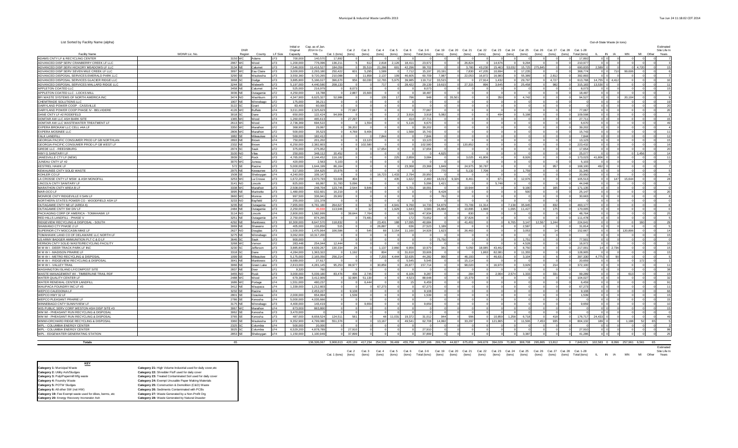List Sorted by Facility Name (alpha)

Out-of-State Waste (in tons)

| Facility Name | WDNR Lic. No. | DNR Region | County | LF Size | Initial or Original Capacity | Cap. as of Jan. 2014 In Cu Yds | Cat. 1 (tons) | Cat. 2 (tons) | Cat. 3 (tons) | Cat. 4 (tons) | Cat. 5 (tons) | Cat. 6 (tons) | Cat. 2-6 Total (tons) | Cat. 19 (tons) | Cat. 20 (tons) | Cat. 21 (tons) | Cat. 22 (tons) | Cat. 23 (tons) | Cat. 24 (tons) | Cat. 25 (tons) | Cat. 26 (tons) | Cat. 27 (tons) | Cat. 28 (tons) | Cat. 1-28 Total (tons) | IL | IN | IA | MN | MI | Other | Estimated Site Life In Years |
|---|---|---|---|---|---|---|---|---|---|---|---|---|---|---|---|---|---|---|---|---|---|---|---|---|---|---|---|---|---|---|---|
| ADAMS CNTY LF & RECYCLING CENTER | 3150 | WC | Adams | LF3 | 700,000 | 140,570 | 17,892 | 0 | 0 | 0 | 0 | 0 | 0 | 0 | 0 | 0 | 0 | 0 | 0 | 0 | 0 | 0 | 0 | 17,892 | 0 | 0 | 0 | 0 | 0 | | 7 |
| ADVANCED DISPOSAL SERV CRANBERRY CREEK LF LLC | 2967 | WC | Wood | LF3 | 1,200,000 | 776,096 | 136,211 | 5 | 612 | 2,818 | 2,126 | 18,411 | 23,972 | 0 | 0 | 26,824 | 0 | 14,676 | 0 | 9,294 | 0 | 0 | 0 | 210,977 | 0 | 0 | 0 | 0 | 0 | | 3 |
| ADVANCED DISPOSAL SERV HICKORY MEADOWS LF LLC | 3134 | NE | Calumet | LF4 | 7,546,000 | 11,416,527 | 184,059 | 0 | 35,519 | 21,286 | 601 | 42,296 | 99,702 | 0 | 0 | 3,780 | 43,230 | 15,463 | 53,032 | 15,725 | 275,845 | 0 | 0 | 690,835 | 2,589 | 0 | 0 | 0 | 4,720 | 0 | 15 |
| ADVANCED DISPOSAL SERV SEVEN MILE CREEK LF LLC | 3097 | WC | Eau Claire | LF3 | 3,000,000 | 2,293,180 | 250,422 | 601 | 5,295 | 1,589 | 0 | 7,712 | 15,197 | 20,191 | 0 | 7,830 | 47,205 | 10,694 | 0 | 17,235 | 0 | 0 | 0 | 368,774 | 0 | 0 | 710 | 99,606 | 0 | | 6 |
| ADVANCED DISPOSAL SERVICES EMERALD PARK LLC | 3290 | SE | Waukesha | LF4 | 3,550,360 | 9,720,265 | 210,098 | 0 | 11,858 | 2,137 | 109 | 46,605 | 60,709 | 7,987 | 0 | 22,053 | 16,872 | 16,983 | 0 | 55,389 | 0 | 2,812 | 0 | 392,893 | 0 | 0 | 0 | 0 | 0 | | 7 |
| ADVANCED DISPOSAL SERVICES GLACIER RIDGE LLC | 3068 | SC | Dodge | LF4 | 3,885,800 | 5,166,027 | 396,670 | 956 | 60,030 | 12,765 | 5,975 | 39,985 | 119,712 | 33,515 | 0 | 0 | 27,914 | 1,432 | 0 | 29,797 | 0 | 4,727 | 0 | 613,768 | 14,755 | 0 | 4,412 | 0 | 0 | | 10 |
| ADVANCED DISPOSAL SERVICES MALLARD RIDGE LLC | 3244 | SE | Walworth | LF4 | 5,197,000 | 4,440,580 | 208,133 | 0 | 0 | 717 | 0 | 28,422 | 29,139 | 19,513 | 0 | 27,315 | 896 | 3,645 | 0 | 25,458 | 0 | 982 | 0 | 315,183 | 13,530 | 0 | 0 | 0 | 0 | | 11 |
| APPLETON COATED LLC | 3458 | NE | Calumet | LF4 | 525,000 | 216,979 | 0 | 8,073 | 0 | 0 | 0 | 0 | 8,073 | 0 | 0 | 0 | 0 | 0 | 0 | 0 | 0 | 0 | 0 | 8,073 | 0 | 0 | 0 | 0 | 0 | | 15 |
| APPLETON COATED LLC - LOCKS MILL | 3036 | NE | Outagamie | LF2 | 4,250,000 | 16,788 | 0 | 2,887 | 15,600 | 0 | 0 | 0 | 18,487 | 0 | 0 | 0 | 0 | 0 | 0 | 0 | 0 | 0 | 0 | 18,487 | 0 | 0 | 0 | 0 | 0 | | 2 |
| BFI WASTE SYSTEMS OF NORTH AMERICA INC | 3474 | NO | Washburn | LF3 | 4,347,900 | 8,625,327 | 52,986 | 0 | 0 | 135 | 17 | 796 | 948 | 0 | 35,501 | 0 | 0 | 350 | 0 | 4,742 | 0 | 0 | 0 | 94,527 | 0 | 0 | 0 | 20,104 | 0 | | 19 |
| CHEMTRADE SOLUTIONS LLC | 1907 | NE | Winnebago | LF2 | 175,000 | 38,211 | 0 | 0 | 0 | 0 | 0 | 0 | 0 | 0 | 0 | 0 | 0 | 0 | 0 | 0 | 0 | 0 | 0 | 0 | 0 | 0 | 0 | 0 | 0 | | 19 |
| DAIRYLAND POWER COOP - CASSVILLE | 3122 | SC | Grant | LF2 | 83,400 | 60,000 | 0 | 0 | 0 | 0 | 0 | 0 | 0 | 0 | 0 | 0 | 0 | 0 | 0 | 0 | 0 | 0 | 0 | 0 | 0 | 0 | 0 | 0 | 0 | | 20 |
| DAIRYLAND POWER COOP PHASE IV - BELVIDERE | 4126 | WC | Buffalo | LF4 | 3,011,000 | 2,325,623 | 0 | 77,067 | 0 | 0 | 0 | 0 | 77,067 | 0 | 0 | 0 | 0 | 0 | 0 | 0 | 0 | 0 | 0 | 77,067 | 0 | 0 | 0 | 0 | 0 | | 26 |
| DANE CNTY LF #2 RODEFELD | 3018 | SC | Dane | LF3 | 650,000 | 122,424 | 94,906 | 0 | 0 | 0 | 2 | 3,916 | 3,918 | 5,082 | 0 | 0 | 0 | 494 | 0 | 5,198 | 0 | 0 | 0 | 109,598 | 0 | 0 | 0 | 0 | 0 | | 1 |
| DOMTAR AW LLC ASH BARK SITE | 1365 | WC | Wood | LF4 | 1,260,000 | 465,613 | 0 | 27,297 | 0 | 0 | 0 | 414 | 27,711 | 0 | 0 | 0 | 0 | 0 | 0 | 0 | 0 | 0 | 0 | 27,711 | 0 | 0 | 0 | 0 | 0 | | 15 |
| DOMTAR AW LLC WASTEWATER TREATMENT LF | 2613 | WC | Wood | LF4 | 2,736,369 | 694,522 | 0 | 0 | 1,554 | 0 | 0 | 5,116 | 6,670 | 0 | 0 | 0 | 0 | 0 | 0 | 0 | 0 | 0 | 0 | 6,670 | 0 | 0 | 0 | 0 | 0 | | 49 |
| EXPERA BROKAW LLC CELL #4A LF | 3350 | WC | Marathon | LF2 | 368,900 | 29,997 | 0 | 39,202 | 0 | 0 | 0 | 0 | 39,202 | 0 | 0 | 0 | 0 | 0 | 0 | 0 | 0 | 0 | 0 | 39,202 | 0 | 0 | 0 | 0 | 0 | | 4 |
| EXPERA MOSINEE LLC | 2806 | WC | Marathon | LF2 | 500,000 | 35,523 | 0 | 4,769 | 9,406 | 0 | 0 | 1,568 | 15,743 | 0 | 0 | 0 | 0 | 0 | 0 | 0 | 0 | 0 | 0 | 15,743 | 0 | 0 | 0 | 0 | 0 | | 11 |
| FALK LANDFILL | 1882 | SE | Milwaukee | LF4 | 569,000 | 182,412 | 0 | 0 | 0 | 7,844 | 0 | 0 | 7,844 | 0 | 0 | 0 | 0 | 0 | 0 | 0 | 0 | 0 | 0 | 7,844 | 0 | 0 | 0 | 0 | 0 | | 12 |
| GEORGIA PACIFIC CONSUMER PROD LP GB NORTHLAN | 2893 | NE | Brown | LF4 | 1,672,000 | 203,202 | 0 | 0 | 13,123 | 0 | 0 | 0 | 13,123 | 0 | 0 | 0 | 0 | 0 | 0 | 0 | 0 | 0 | 0 | 13,123 | 0 | 0 | 0 | 0 | 0 | | 15 |
| GEORGIA-PACIFIC CONSUMER PROD LP GB WEST LF | 2332 | NE | Brown | LF4 | 6,250,000 | 2,382,803 | 0 | 0 | 102,580 | 0 | 0 | 0 | 102,580 | 0 | 0 | 120,852 | 0 | 0 | 0 | 0 | 0 | 0 | 0 | 223,432 | 0 | 0 | 0 | 0 | 0 | | 16 |
| GREDE LLC - REEDSBURG | 2974 | SC | Sauk | LF2 | 375,000 | 275,952 | 0 | 0 | 0 | 17,654 | 0 | 0 | 17,654 | 0 | 0 | 0 | 0 | 0 | 0 | 0 | 0 | 0 | 0 | 17,654 | 0 | 0 | 0 | 0 | 0 | | 20 |
| HWY G SANITARY LF | 3100 | NO | Vilas | LF3 | 250,000 | 348,112 | 20,452 | 0 | 0 | 0 | 0 | 0 | 0 | 0 | 4,625 | 0 | 0 | 0 | 0 | 0 | 0 | 0 | 0 | 25,077 | 0 | 0 | 0 | 0 | 1,456 | | 14 |
| JANESVILLE CTY LF (NEW) | 3939 | SC | Rock | LF3 | 4,765,000 | 2,144,452 | 116,182 | 0 | 0 | 0 | 225 | 2,859 | 3,084 | 0 | 0 | 3,025 | 41,806 | 0 | 0 | 8,926 | 0 | 0 | 0 | 173,023 | 41,806 | 0 | 0 | 0 | 0 | | 11 |
| JUNEAU CNTY LF #2 | 3070 | WC | Juneau | LF2 | 420,000 | 2,563 | 5,103 | 0 | 0 | 0 | 0 | 0 | 0 | 0 | 0 | 0 | 0 | 0 | 0 | 0 | 0 | 0 | 0 | 5,103 | 0 | 0 | 0 | 0 | 0 | | 0 |
| KESTREL HAWK LF | 572 | SE | Racine | LF3 | 5,000,000 | 1,644,199 | 86,164 | 0 | 0 | 0 | 0 | 23,368 | 23,368 | 1,849 | 0 | 24,975 | 30,787 | 0 | 0 | 0 | 0 | 957 | 0 | 168,100 | 492 | 0 | 0 | 0 | 0 | | 7 |
| KEWAUNEE CNTY SOLID WASTE | 2975 | NE | Kewaunee | LF3 | 517,000 | 154,625 | 15,976 | 0 | 0 | 0 | 0 | 0 | 0 | 770 | 0 | 5,132 | 7,708 | 0 | 0 | 1,759 | 0 | 0 | 0 | 31,345 | 0 | 0 | 0 | 0 | 0 | | 5 |
| KOHLER CO LF | 1508 | SE | Sheboygan | LF4 | 4,240,000 | 109,147 | 0 | 0 | 0 | 16,723 | 1,433 | 2,794 | 20,950 | 0 | 0 | 0 | 0 | 0 | 0 | 0 | 0 | 0 | 0 | 20,950 | 0 | 0 | 0 | 0 | 0 | | 6 |
| LA CROSSE CNTY LF MSW & ASH MONOFILL | 3253 | WC | La Crosse | LF3 | 1,672,200 | 2,670,793 | 53,606 | 404 | 0 | 0 | 435 | 1,622 | 2,460 | 18,013 | 9,326 | 8,461 | 0 | 671 | 0 | 12,976 | 0 | 0 | 0 | 105,513 | 0 | 0 | 147 | 15,644 | 0 | | 28 |
| LINCOLN CNTY SANITARY LF | 3141 | NO | Lincoln | LF3 | 825,000 | 98,997 | 31,783 | 5,096 | 0 | 0 | 0 | 0 | 5,096 | 1,421 | 0 | 0 | 0 | 5,748 | 0 | 0 | 0 | 0 | 0 | 44,048 | 0 | 0 | 0 | 0 | 0 | | 2 |
| MARATHON CNTY AREA B LF | 3338 | WC | Marathon | LF3 | 2,508,000 | 248,704 | 123,745 | 2,544 | 9,846 | 0 | 0 | 5,701 | 18,091 | 0 | 0 | 19,944 | 0 | 0 | 0 | 9,190 | 0 | 165 | 0 | 171,135 | 0 | 0 | 0 | 0 | 0 | | 0 |
| MAR-OCO LF | 3095 | NE | Marinette | LF3 | 1,480,000 | 632,601 | 16,219 | 0 | 0 | 0 | 0 | 0 | 0 | 8,428 | 0 | 0 | 0 | 0 | 0 | 500 | 0 | 0 | 0 | 25,147 | 0 | 0 | 0 | 0 | 0 | | 20 |
| MONROE CNTY RIDGEVILLE II SAN LF | 3660 | WC | Monroe | LF3 | 997,500 | 336,941 | 29,902 | 0 | 0 | 0 | 0 | 0 | 0 | 761 | 0 | 0 | 0 | 0 | 0 | 0 | 0 | 0 | 0 | 30,663 | 0 | 0 | 0 | 0 | 0 | | 8 |
| NORTHERN STATES POWER CO - WOODFIELD ASH LF | 3233 | NO | Bayfield | LF2 | 255,000 | 131,378 | 0 | 0 | 0 | 0 | 0 | 0 | 0 | 0 | 0 | 0 | 0 | 0 | 0 | 0 | 0 | 0 | 0 | 0 | 0 | 0 | 0 | 0 | 0 | | 0 |
| OUTAGAMIE CNTY NE LF (AREA 6) | 3235 | NE | Outagamie | LF3 | 7,955,000 | 8,761,180 | 264,627 | 0 | 32 | 0 | 4,941 | 9,760 | 14,733 | 54,879 | 0 | 73,709 | 11,314 | 0 | 7,138 | 35,945 | 0 | 832 | 0 | 463,177 | 0 | 0 | 0 | 0 | 0 | | 8 |
| OUTAGAMIE CTY SW DIV LF | 2484 | NE | Outagamie | LF3 | 2,250,000 | 49,888 | 113,946 | 0 | 12 | 0 | 1,929 | 1,643 | 3,583 | 26,884 | 0 | 10,895 | 1,998 | 0 | 1,095 | 11,427 | 0 | 175 | 0 | 170,005 | 0 | 0 | 0 | 0 | 0 | | 0 |
| PACKAGING CORP OF AMERICA - TOMAHAWK LF | 3114 | NO | Lincoln | LF4 | 2,800,000 | 1,582,999 | 0 | 39,644 | 7,764 | 0 | 0 | 526 | 47,934 | 0 | 0 | 830 | 0 | 0 | 0 | 0 | 0 | 0 | 0 | 48,764 | 0 | 0 | 0 | 0 | 0 | | 25 |
| RED HILLS LANDFILL - PHASE V | 3251 | NE | Outagamie | LF4 | 2,750,000 | 874,265 | 0 | 0 | 73,481 | 0 | 0 | 172 | 73,652 | 0 | 0 | 37,826 | 0 | 0 | 0 | 0 | 0 | 0 | 0 | 111,478 | 0 | 0 | 0 | 0 | 0 | | 5 |
| RIDGEVIEW RECYCLING & DISPOSAL - SOUTH | 4292 | NE | Manitowoc | LF3 | 10,300,000 | 8,647,570 | 118,832 | 0 | 0 | 23,401 | 188 | 17,095 | 40,684 | 0 | 0 | 41,402 | 0 | 0 | 6,765 | 3,147 | 12,567 | 1,244 | 0 | 224,641 | 0 | 0 | 0 | 0 | 160 | | 29 |
| SHAWANO CTY PHASE 2 LF | 3069 | NE | Shawano | LF3 | 405,000 | 116,856 | 515 | 0 | 0 | 26,887 | 0 | 636 | 27,523 | 1,189 | 0 | 0 | 0 | 0 | 0 | 2,587 | 0 | 0 | 0 | 31,814 | 0 | 0 | 0 | 0 | 0 | | 5 |
| SUPERIOR CTY MOCCASIN MIKE LF | 2627 | NO | Douglas | LF3 | 1,500,000 | 1,475,964 | 106,586 | 0 | 545 | 69 | 3,154 | 11,160 | 14,928 | 1,623 | 0 | 26,463 | 0 | 0 | 0 | 3,053 | 0 | 14 | 0 | 152,667 | 0 | 0 | 0 | 120,806 | 0 | | 14 |
| TOMAHAWK LAND CO OF DELAWARE LLC NORTH LF | 3275 | NE | Winnebago | LF4 | 3,062,000 | 10,317,200 | 0 | 0 | 0 | 0 | 0 | 0 | 0 | 0 | 0 | 0 | 0 | 0 | 0 | 0 | 0 | 0 | 0 | 0 | 0 | 0 | 0 | 0 | 0 | | 15 |
| US ARMY BADGER AMMUNITION PLT C & D LF | 3646 | SC | Sauk | LF3 | 900,000 | | 0 | 0 | 0 | 0 | 0 | 0 | 0 | 75,750 | 0 | 0 | 0 | 0 | 0 | 1,751 | 0 | 0 | 0 | 77,501 | 0 | 0 | 0 | 0 | 0 | | 0 |
| VERNON CNTY SOLID WASTE/RECYCLING FACILITY | 3268 | WC | Vernon | LF2 | 283,448 | 254,044 | 12,444 | 0 | 0 | 0 | 0 | 0 | 0 | 0 | 0 | 0 | 0 | 0 | 0 | 4,528 | 0 | 0 | 0 | 16,972 | 0 | 0 | 0 | 0 | 0 | | 10 |
| W M W I - DEER TRACK PARK LF INC | 3230 | SC | Jefferson | LF3 | 3,885,800 | 4,639,267 | 130,334 | 26 | 0 | 1,137 | 2,860 | 6,956 | 10,979 | 341 | 0 | 5,050 | 18,085 | 43,462 | 0 | 8,750 | 0 | 0 | 0 | 217,001 | 14 | 0 | 2,736 | 0 | 0 | | 15 |
| W M W I - MADISON PRAIRIE LF | 3318 | SC | Dane | LF4 | 4,284,000 | 1,363,321 | 0 | 1,192 | 0 | 804 | 0 | 31,610 | 33,606 | 0 | 0 | 0 | 1,863 | 82,081 | 0 | 11,355 | 0 | 0 | 0 | 128,905 | 0 | 0 | 0 | 0 | 0 | | 15 |
| W M W I - METRO RECYCLING & DISPOSAL | 1099 | SE | Milwaukee | LF3 | 5,175,000 | 2,165,056 | 256,214 | 0 | 0 | 7,203 | 4,444 | 32,635 | 44,282 | 980 | 0 | 46,193 | 0 | 46,631 | 0 | 3,104 | 0 | 6 | 0 | 397,330 | 4,775 | 0 | 90 | 0 | 0 | | 5 |
| W M W I - RIDGEVIEW RECYCLING & DISPOSAL | 3041 | NE | Manitowoc | LF3 | 9,689,000 | 27,617 | 0 | 0 | 0 | 0 | 0 | 5,545 | 5,545 | 0 | 0 | 15,114 | 0 | 0 | 0 | 0 | 0 | 0 | 0 | 20,659 | 0 | 0 | 0 | 0 | 172 | | 1 |
| W M W I - VALLEY TRAIL | 3066 | NE | Green Lake | LF3 | 2,813,000 | 4,281,145 | 95,253 | 99,977 | 0 | 30,859 | 0 | 26,877 | 157,714 | 0 | 0 | 98,020 | 0 | 16,970 | 0 | 3,929 | 0 | 214 | 0 | 372,100 | 0 | 0 | 0 | 0 | 0 | | 11 |
| WASHINGTON ISLAND LF/COMPOST SITE | 2837 | NE | Door | LF1 | 9,320 | 760 | 0 | 0 | 0 | 0 | 0 | 0 | 0 | 0 | 0 | 0 | 0 | 0 | 0 | 0 | 0 | 0 | 0 | 0 | 0 | 0 | 0 | 0 | 0 | | 38 |
| WASTE MANAGEMENT WI - TIMBERLINE TRAIL RDF | 3455 | NO | Rusk | LF3 | 3,000,000 | 5,039,180 | 83,476 | 436 | 2,745 | 0 | 0 | 6,106 | 9,287 | 0 | 0 | 284 | 0 | 2,004 | 2,574 | 1,333 | 0 | 331 | 0 | 99,289 | 0 | 0 | 0 | 613 | 0 | | 15 |
| WATER QUALITY CENTER LF | 2488 | WC | Wood | LF4 | 679,384 | 3,412,909 | 0 | 32,995 | 51,130 | 0 | 0 | 4,523 | 88,648 | 0 | 0 | 15,379 | 0 | 0 | 0 | 0 | 0 | 0 | 0 | 104,027 | 0 | 0 | 0 | 0 | 0 | | 32 |
| WATER RENEWAL CENTER LANDFILL | 1686 | WC | Portage | LF4 | 1,551,000 | 480,237 | 0 | 0 | 6,444 | 0 | 0 | 15 | 6,459 | 0 | 0 | 0 | 0 | 0 | 0 | 0 | 0 | 0 | 0 | 6,459 | 0 | 0 | 0 | 0 | 0 | | 91 |
| WAUPACA FOUNDRY INC LF #3 | 3412 | NE | Waupaca | LF4 | 1,339,000 | 1,212,803 | 0 | 0 | 0 | 67,273 | 0 | 0 | 67,273 | 0 | 0 | 0 | 0 | 0 | 0 | 0 | 0 | 0 | 0 | 67,273 | 0 | 0 | 0 | 0 | 0 | | 11 |
| WEPCO CALEDONIA LF | 3232 | SE | Racine | LF4 | | 2,453,227 | 0 | 9,108 | 0 | 0 | 0 | 0 | 9,108 | 0 | 0 | 0 | 0 | 0 | 0 | 0 | 0 | 0 | 0 | 9,108 | 0 | 0 | 0 | 0 | 0 | | 66 |
| WEPCO HWY 32 LF | 2801 | SE | Ozaukee | LF4 | 2,000,000 | 654,994 | 0 | 1,539 | 0 | 0 | 0 | 0 | 1,539 | 0 | 0 | 0 | 0 | 0 | 0 | 0 | 0 | 0 | 0 | 1,539 | 0 | 0 | 0 | 0 | 0 | | 15 |
| WEPCO PLEASANT PRAIRIE LF | 2786 | SE | Kenosha | LF4 | 5,000,000 | 4,035,666 | 0 | 0 | 0 | 0 | 0 | 0 | 0 | 0 | 0 | 0 | 0 | 0 | 0 | 0 | 0 | 0 | 0 | 0 | 0 | 0 | 0 | 0 | 0 | | 15 |
| WINNEBAGO CNTY SUNNYVIEW LF | 3175 | NE | Winnebago | LF3 | 4,400,000 | 143,419 | 0 | 0 | 9,659 | 0 | 0 | 0 | 9,659 | 0 | 0 | 0 | 0 | 0 | 0 | 0 | 0 | 0 | 0 | 9,659 | 0 | 0 | 0 | 0 | 0 | | 10 |
| WIS PUBLIC SERV CORP WESTON ASH DISP SITE #3 | 3067 | WC | Marathon | LF4 | 873,000 | 863,800 | 0 | 0 | 0 | 0 | 0 | 0 | 0 | 0 | 0 | 0 | 0 | 0 | 0 | 0 | 0 | 0 | 0 | 0 | 0 | 0 | 0 | 0 | 0 | | 15 |
| WM WI - PHEASANT RUN RECYCLING & DISPOSAL | 3062 | SE | Kenosha | LF3 | 3,470,000 | | 0 | 0 | 0 | 0 | 0 | 0 | 0 | 0 | 0 | 0 | 0 | 0 | 0 | 0 | 0 | 0 | 0 | 0 | 0 | 0 | 0 | 0 | 0 | | 0 |
| WM WI - PHEASANT RUN RECYCLING & DISPOSAL | 3765 | SE | Kenosha | LF3 | 487,000 | 8,658,524 | 124,511 | 561 | 0 | 48 | 11,031 | 19,372 | 31,012 | 944 | 0 | 996 | 0 | 10,859 | 1,258 | 6,718 | 0 | 418 | 0 | 176,717 | 24,433 | 0 | 0 | 0 | 0 | | 49 |
| WMWI-ORCHARD RIDGE RECYCLING & DISPOSAL | 3360 | SE | Waukesha | LF3 | 9,352,900 | 4,799,080 | 551,376 | 0 | 0 | 13,167 | 0 | 49,541 | 62,708 | 14,993 | 0 | 33,297 | 0 | 121,865 | 0 | 11,506 | 7,453 | 935 | 0 | 804,132 | 189 | 0 | 0 | 1,188 | 52 | 65 | 5 |
| WPL - COLUMBIA ENERGY CENTER | 2325 | SC | Columbia | LF4 | 500,000 | 20,000 | 0 | 0 | 0 | 0 | 0 | 0 | 0 | 0 | 0 | 0 | 0 | 0 | 0 | 0 | 0 | 0 | 0 | 0 | 0 | 0 | 0 | 0 | 0 | | 3 |
| WPL - COLUMBIA ENERGY CENTER | 3025 | SC | Columbia | LF4 | 6,529,200 | 4,878,789 | 0 | 27,910 | 0 | 0 | 0 | 0 | 27,910 | 0 | 0 | 0 | 0 | 0 | 0 | 0 | 0 | 0 | 0 | 27,910 | 0 | 0 | 0 | 0 | 0 | | 99 |
| WPL - EDGEWATER GENERATING STATION | 2853 | SE | Sheboygan | LF4 | 1,150,000 | 1,100,949 | 0 | 37,899 | 0 | 0 | 0 | 0 | 37,899 | 0 | 0 | 0 | 0 | 0 | 0 | 3,387 | 0 | 0 | 0 | 41,286 | 0 | 0 | 0 | 0 | 0 | | 25 |
| **Totals** | 65 | | | | | 136,326,067 | 3,908,613 | 420,189 | 417,234 | 254,516 | 39,469 | 455,758 | 1,587,166 | 299,758 | 44,827 | 675,651 | 249,678 | 394,029 | 71,863 | 308,708 | 295,865 | 13,812 | 0 | 7,849,971 | 102,583 | 0 | 8,096 | 257,961 | 6,561 | 65 | |

**KEY**

**Category 1:** Municipal Waste
**Category 2:** Utility Ash/Sludges
**Category 3:** Pulp/Papermill Mfg waste
**Category 4:** Foundry Waste
**Category 5:** POTW Sludges
**Category 6:** All other SW (not HW)
**Category 19:** Fee Exempt waste used for dikes, berms, etc
**Category 20:** Energy Recovery Incinerator Ash
**Category 21:** High Volume Industrial used for daily cover,etc
**Category 22:** Shredder Fluff used for daily cover
**Category 23:** Treated Contaminated Soil used for daily cover
**Category 24:** Exempt Unusable Paper Making Materials
**Category 25:** Construction & Demolition (C&D) Waste
**Category 26:** Sediments Contaminated with PCBs
**Category 27:** Waste Generated by a Non-Profit Org
**Category 28:** Waste Generated by Natural Disaster